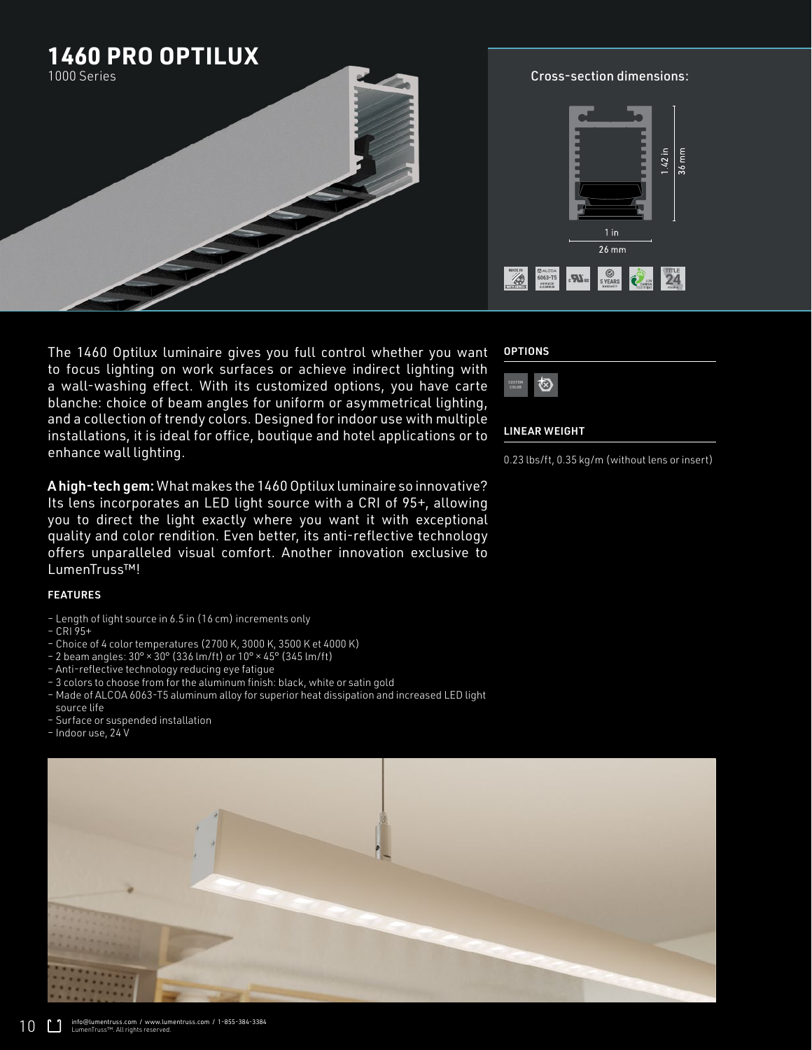# 1460 PRO OPTILUX

1000 Series

Cross-section dimensions:

1.42 in
36 mm

1 in
26 mm

The 1460 Optilux luminaire gives you full control whether you want to focus lighting on work surfaces or achieve indirect lighting with a wall-washing effect. With its customized options, you have carte blanche: choice of beam angles for uniform or asymmetrical lighting, and a collection of trendy colors. Designed for indoor use with multiple installations, it is ideal for office, boutique and hotel applications or to enhance wall lighting.

**A high-tech gem:** What makes the 1460 Optilux luminaire so innovative? Its lens incorporates an LED light source with a CRI of 95+, allowing you to direct the light exactly where you want it with exceptional quality and color rendition. Even better, its anti-reflective technology offers unparalleled visual comfort. Another innovation exclusive to LumenTruss™!

### FEATURES

- Length of light source in 6.5 in (16 cm) increments only
- CRI 95+
- Choice of 4 color temperatures (2700 K, 3000 K, 3500 K et 4000 K)
- 2 beam angles: 30° × 30° (336 lm/ft) or 10° × 45° (345 lm/ft)
- Anti-reflective technology reducing eye fatigue
- 3 colors to choose from for the aluminum finish: black, white or satin gold
- Made of ALCOA 6063-T5 aluminum alloy for superior heat dissipation and increased LED light source life
- Surface or suspended installation
- Indoor use, 24 V

### OPTIONS

CUSTOM COLOR

### LINEAR WEIGHT

0.23 lbs/ft, 0.35 kg/m (without lens or insert)

info@lumentruss.com / www.lumentruss.com / 1-855-384-3384
LumenTruss™. All rights reserved.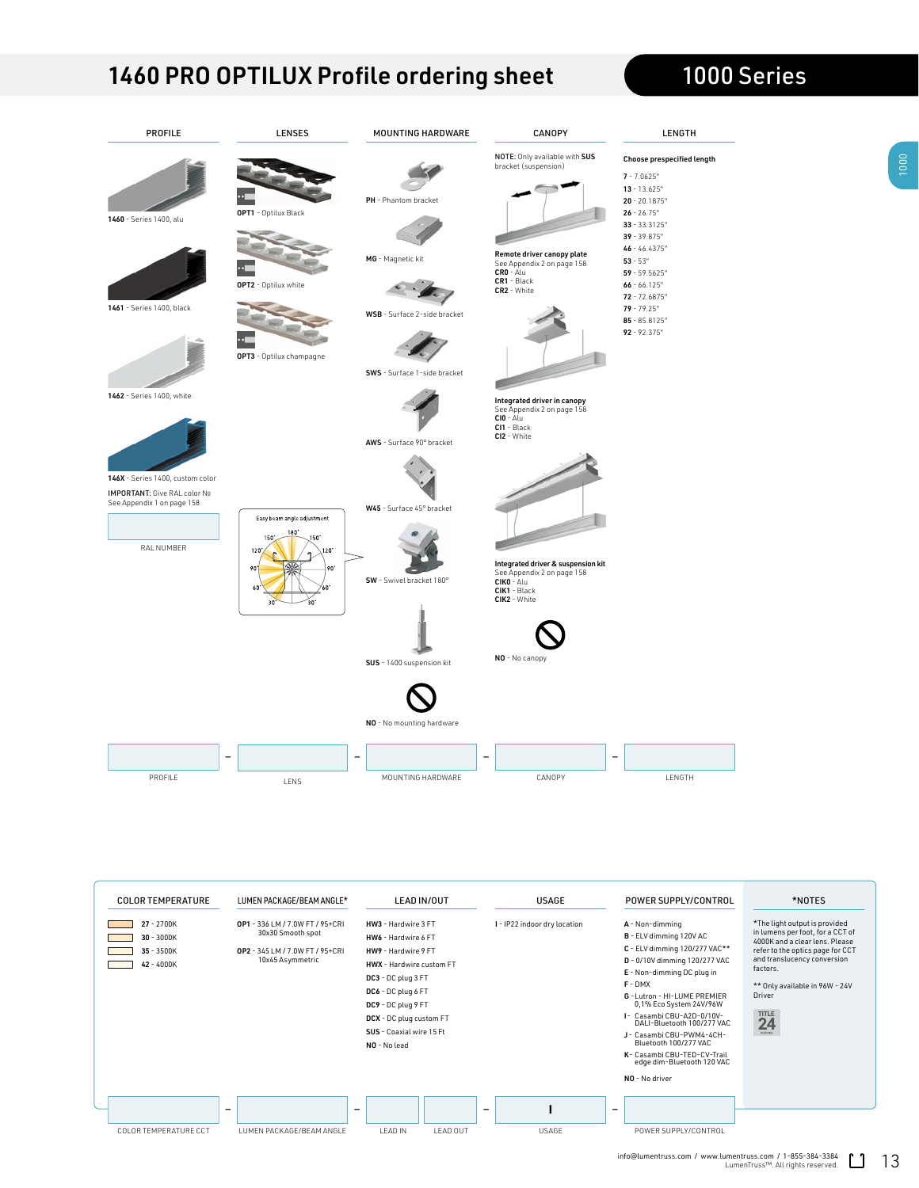# 1460 PRO OPTILUX Profile ordering sheet

## 1000 Series

### PROFILE

**1460** - Series 1400, alu

**1461** - Series 1400, black

**1462** - Series 1400, white

**146X** - Series 1400, custom color

**IMPORTANT:** Give RAL color № See Appendix 1 on page 158

RAL NUMBER

### LENSES

**OPT1** - Optilux Black

**OPT2** - Optilux white

**OPT3** - Optilux champagne

Easy beam angle adjustment

180° 150° 150° 120° 120° 90° 90° 60° 60° 30° 30°

### MOUNTING HARDWARE

**PH** - Phantom bracket

**MG** - Magnetic kit

**WSB** - Surface 2-side bracket

**SWS** - Surface 1-side bracket

**AWS** - Surface 90° bracket

**W45** - Surface 45° bracket

**SW** - Swivel bracket 180°

**SUS** - 1400 suspension kit

**NO** - No mounting hardware

### CANOPY

**NOTE:** Only available with **SUS** bracket (suspension)

**Remote driver canopy plate**
See Appendix 2 on page 158
**CR0** - Alu
**CR1** - Black
**CR2** - White

**Integrated driver in canopy**
See Appendix 2 on page 158
**CI0** - Alu
**CI1** - Black
**CI2** - White

**Integrated driver & suspension kit**
See Appendix 2 on page 158
**CIK0** - Alu
**CIK1** - Black
**CIK2** - White

**NO** - No canopy

### LENGTH

**Choose prespecified length**

**7** - 7.0625"
**13** - 13.625"
**20** - 20.1875"
**26** - 26.75"
**33** - 33.3125"
**39** - 39.875"
**46** - 46.4375"
**53** - 53"
**59** - 59.5625"
**66** - 66.125"
**72** - 72.6875"
**79** - 79.25"
**85** - 85.8125"
**92** - 92.375"

PROFILE – LENS – MOUNTING HARDWARE – CANOPY – LENGTH

### COLOR TEMPERATURE

**27** - 2700K
**30** - 3000K
**35** - 3500K
**42** - 4000K

### LUMEN PACKAGE/BEAM ANGLE*

**OP1** - 336 LM / 7.0W FT / 95+CRI 30x30 Smooth spot

**OP2** - 345 LM / 7.0W FT / 95+CRI 10x45 Asymmetric

### LEAD IN/OUT

**HW3** - Hardwire 3 FT
**HW6** - Hardwire 6 FT
**HW9** - Hardwire 9 FT
**HWX** - Hardwire custom FT
**DC3** - DC plug 3 FT
**DC6** - DC plug 6 FT
**DC9** - DC plug 9 FT
**DCX** - DC plug custom FT
**SUS** - Coaxial wire 15 Ft
**NO** - No lead

### USAGE

**I** - IP22 indoor dry location

### POWER SUPPLY/CONTROL

**A** - Non-dimming
**B** - ELV dimming 120V AC
**C** - ELV dimming 120/277 VAC**
**D** - 0/10V dimming 120/277 VAC
**E** - Non-dimming DC plug in
**F** - DMX
**G** - Lutron - HI-LUME PREMIER 0,1% Eco System 24V/96W
**I** - Casambi CBU-A2D-0/10V-DALI-Bluetooth 100/277 VAC
**J** - Casambi CBU-PWM4-4CH-Bluetooth 100/277 VAC
**K** - Casambi CBU-TED-CV-Trail edge dim-Bluetooth 120 VAC
**NO** - No driver

### *NOTES

*The light output is provided in lumens per foot, for a CCT of 4000K and a clear lens. Please refer to the optics page for CCT and translucency conversion factors.

** Only available in 96W - 24V Driver

TITLE 24

COLOR TEMPERATURE CCT – LUMEN PACKAGE/BEAM ANGLE – LEAD IN / LEAD OUT – USAGE (I) – POWER SUPPLY/CONTROL

info@lumentruss.com / www.lumentruss.com / 1-855-384-3384
LumenTruss™. All rights reserved.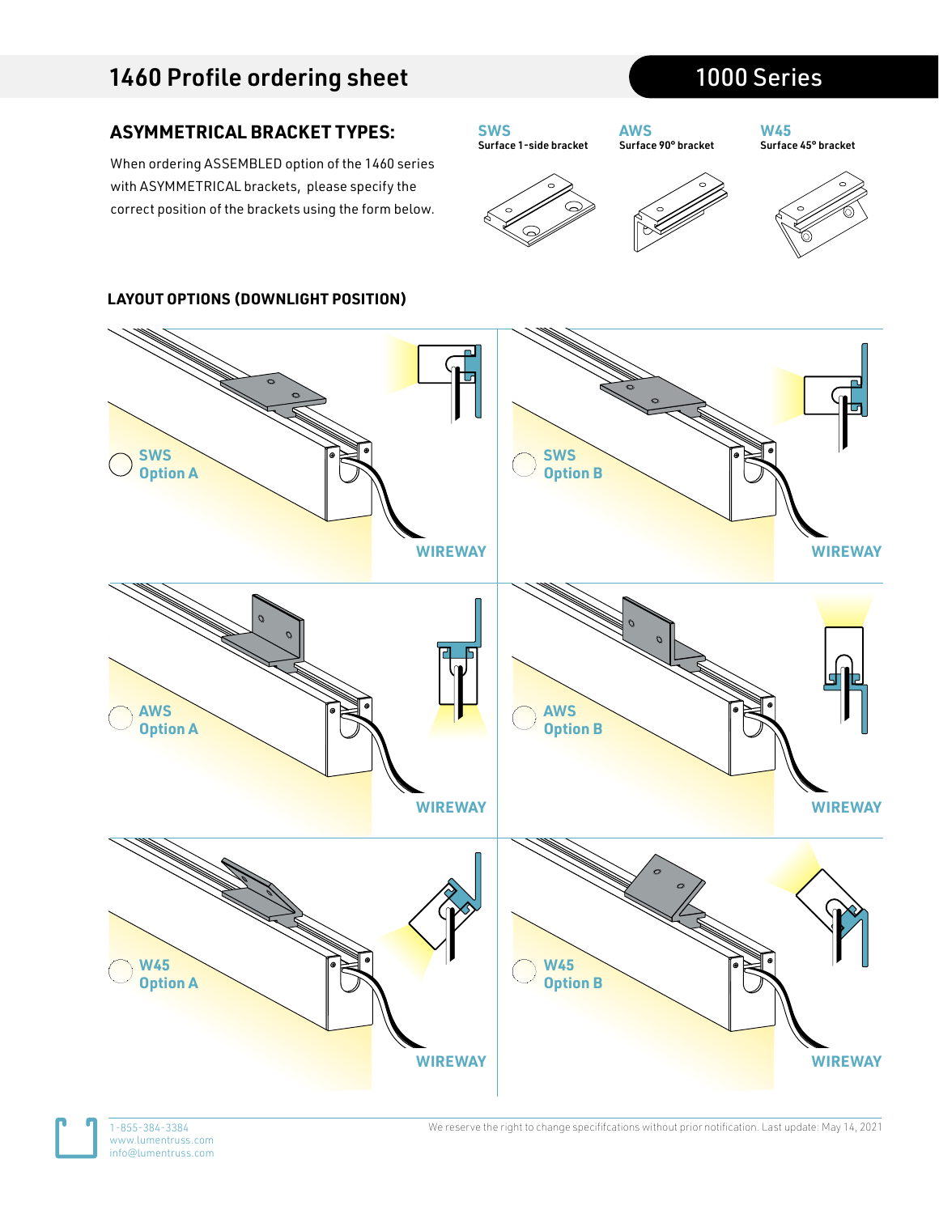# 1460 Profile ordering sheet

1000 Series

## ASYMMETRICAL BRACKET TYPES:

When ordering ASSEMBLED option of the 1460 series with ASYMMETRICAL brackets, please specify the correct position of the brackets using the form below.

**SWS**
Surface 1-side bracket

**AWS**
Surface 90° bracket

**W45**
Surface 45° bracket

### LAYOUT OPTIONS (DOWNLIGHT POSITION)

○ SWS Option A
WIREWAY

○ SWS Option B
WIREWAY

○ AWS Option A
WIREWAY

○ AWS Option B
WIREWAY

○ W45 Option A
WIREWAY

○ W45 Option B
WIREWAY

1-855-384-3384
www.lumentruss.com
info@lumentruss.com

We reserve the right to change specififcations without prior notification. Last update: May 14, 2021